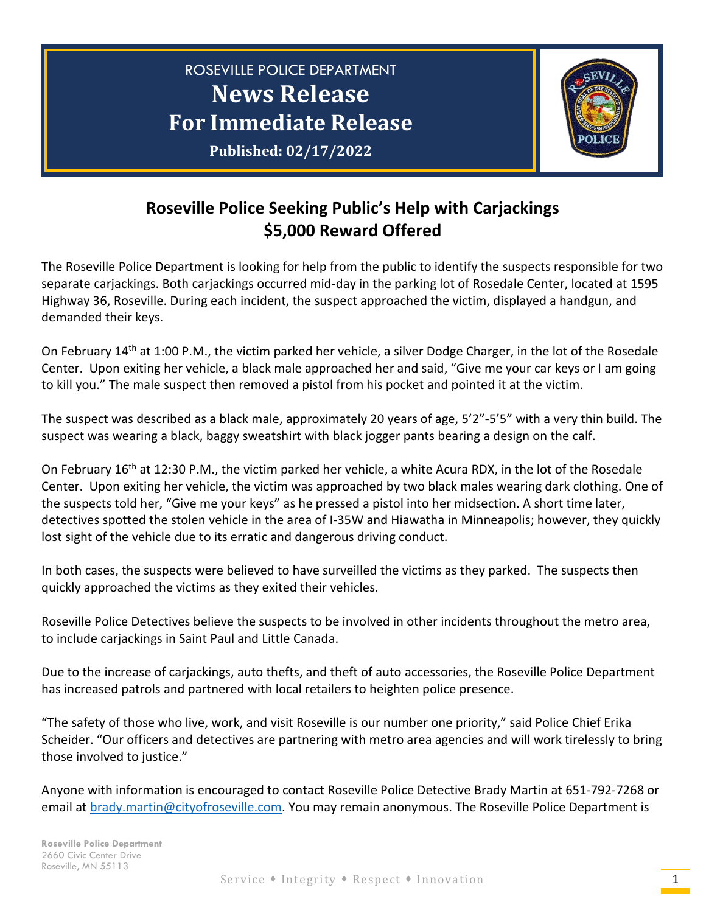ROSEVILLE POLICE DEPARTMENT

# News Release
# For Immediate Release

**Published: 02/17/2022**

## Roseville Police Seeking Public's Help with Carjackings
## $5,000 Reward Offered

The Roseville Police Department is looking for help from the public to identify the suspects responsible for two separate carjackings. Both carjackings occurred mid-day in the parking lot of Rosedale Center, located at 1595 Highway 36, Roseville. During each incident, the suspect approached the victim, displayed a handgun, and demanded their keys.

On February 14th at 1:00 P.M., the victim parked her vehicle, a silver Dodge Charger, in the lot of the Rosedale Center. Upon exiting her vehicle, a black male approached her and said, "Give me your car keys or I am going to kill you." The male suspect then removed a pistol from his pocket and pointed it at the victim.

The suspect was described as a black male, approximately 20 years of age, 5'2"-5'5" with a very thin build. The suspect was wearing a black, baggy sweatshirt with black jogger pants bearing a design on the calf.

On February 16th at 12:30 P.M., the victim parked her vehicle, a white Acura RDX, in the lot of the Rosedale Center. Upon exiting her vehicle, the victim was approached by two black males wearing dark clothing. One of the suspects told her, "Give me your keys" as he pressed a pistol into her midsection. A short time later, detectives spotted the stolen vehicle in the area of I-35W and Hiawatha in Minneapolis; however, they quickly lost sight of the vehicle due to its erratic and dangerous driving conduct.

In both cases, the suspects were believed to have surveilled the victims as they parked. The suspects then quickly approached the victims as they exited their vehicles.

Roseville Police Detectives believe the suspects to be involved in other incidents throughout the metro area, to include carjackings in Saint Paul and Little Canada.

Due to the increase of carjackings, auto thefts, and theft of auto accessories, the Roseville Police Department has increased patrols and partnered with local retailers to heighten police presence.

"The safety of those who live, work, and visit Roseville is our number one priority," said Police Chief Erika Scheider. "Our officers and detectives are partnering with metro area agencies and will work tirelessly to bring those involved to justice."

Anyone with information is encouraged to contact Roseville Police Detective Brady Martin at 651-792-7268 or email at brady.martin@cityofroseville.com. You may remain anonymous. The Roseville Police Department is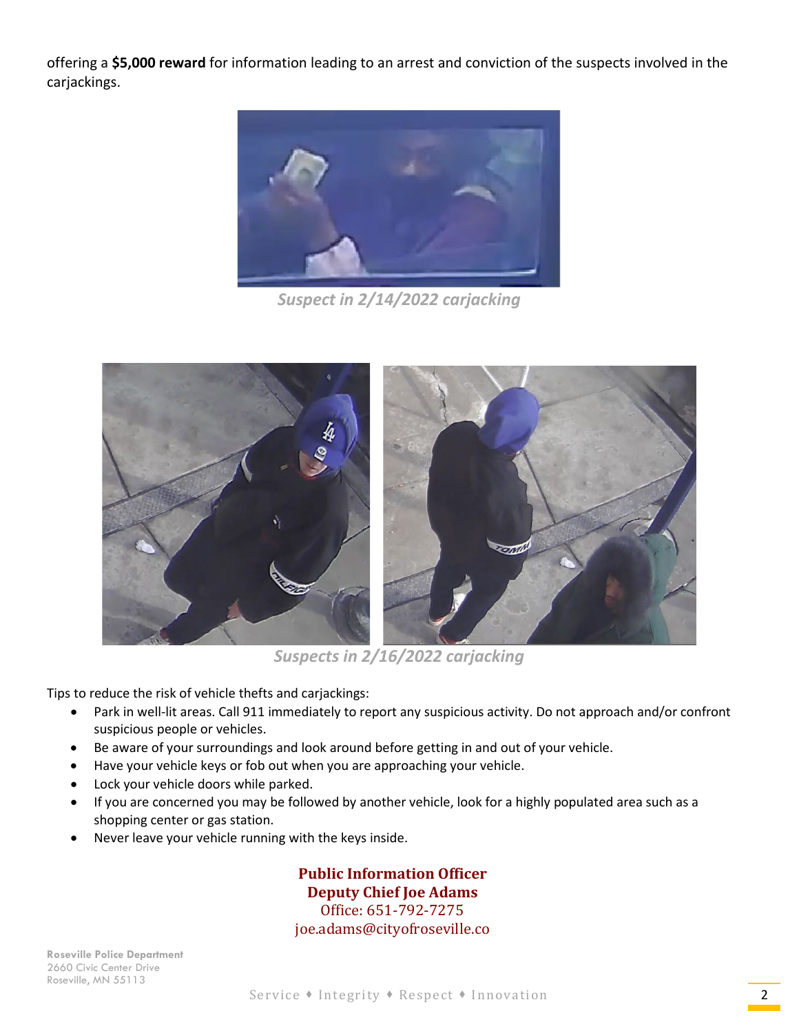offering a **$5,000 reward** for information leading to an arrest and conviction of the suspects involved in the carjackings.

*Suspect in 2/14/2022 carjacking*

*Suspects in 2/16/2022 carjacking*

Tips to reduce the risk of vehicle thefts and carjackings:

- Park in well-lit areas. Call 911 immediately to report any suspicious activity. Do not approach and/or confront suspicious people or vehicles.
- Be aware of your surroundings and look around before getting in and out of your vehicle.
- Have your vehicle keys or fob out when you are approaching your vehicle.
- Lock your vehicle doors while parked.
- If you are concerned you may be followed by another vehicle, look for a highly populated area such as a shopping center or gas station.
- Never leave your vehicle running with the keys inside.

**Public Information Officer**
**Deputy Chief Joe Adams**
Office: 651-792-7275
joe.adams@cityofroseville.co

**Roseville Police Department**
2660 Civic Center Drive
Roseville, MN 55113

Service ♦ Integrity ♦ Respect ♦ Innovation